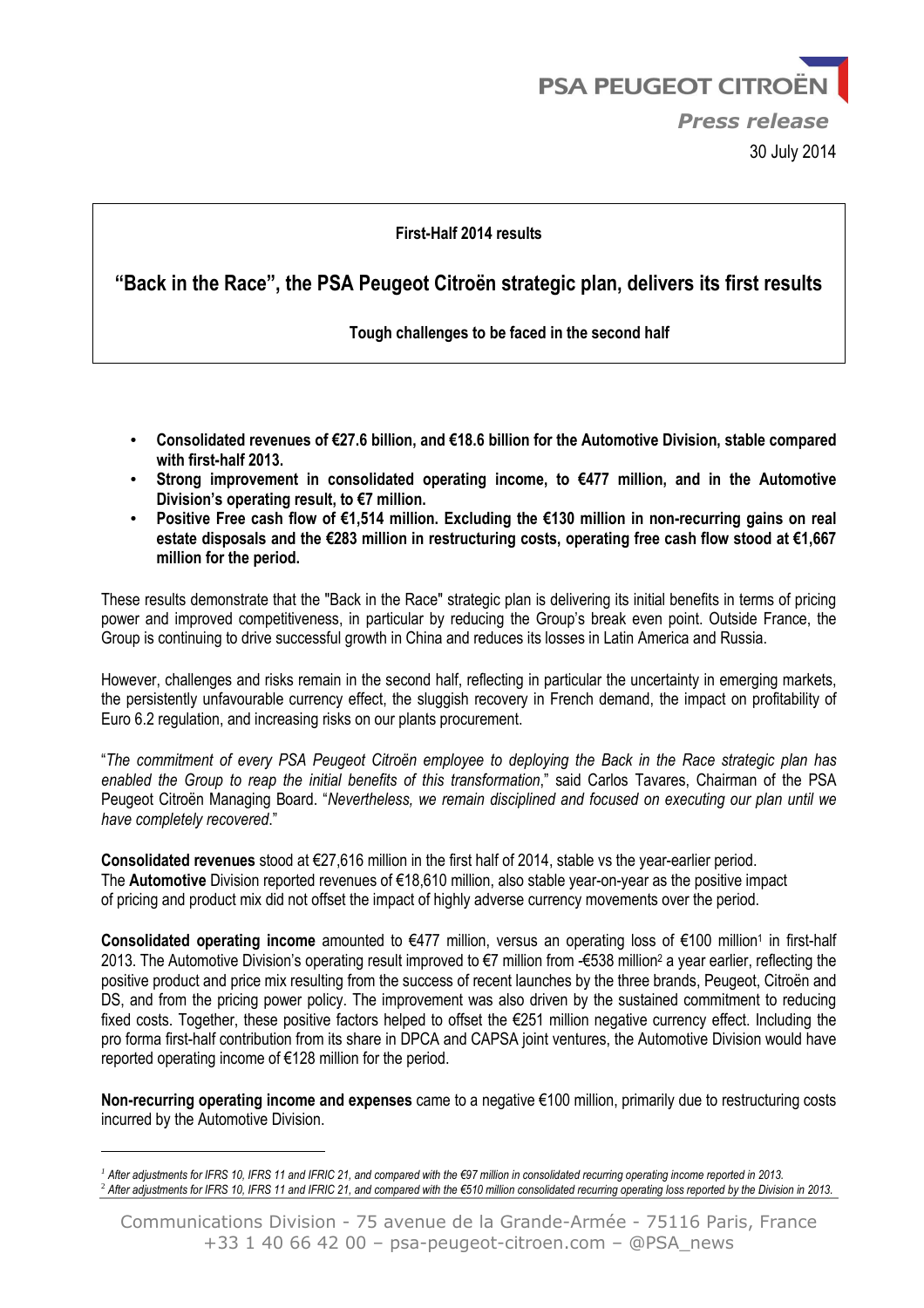PSA PEUGEOT CITROËN

*Press release*

30 July 2014

**First-Half 2014 results**

## "Back in the Race", the PSA Peugeot Citroën strategic plan, delivers its first results

**Tough challenges to be faced in the second half**

- **Consolidated revenues of €27.6 billion, and €18.6 billion for the Automotive Division, stable compared with first-half 2013.**
- **Strong improvement in consolidated operating income, to €477 million, and in the Automotive Division's operating result, to €7 million.**
- **Positive Free cash flow of €1,514 million. Excluding the €130 million in non-recurring gains on real estate disposals and the €283 million in restructuring costs, operating free cash flow stood at €1,667 million for the period.**

These results demonstrate that the "Back in the Race" strategic plan is delivering its initial benefits in terms of pricing power and improved competitiveness, in particular by reducing the Group's break even point. Outside France, the Group is continuing to drive successful growth in China and reduces its losses in Latin America and Russia.

However, challenges and risks remain in the second half, reflecting in particular the uncertainty in emerging markets, the persistently unfavourable currency effect, the sluggish recovery in French demand, the impact on profitability of Euro 6.2 regulation, and increasing risks on our plants procurement.

"*The commitment of every PSA Peugeot Citroën employee to deploying the Back in the Race strategic plan has enabled the Group to reap the initial benefits of this transformation*," said Carlos Tavares, Chairman of the PSA Peugeot Citroën Managing Board. "*Nevertheless, we remain disciplined and focused on executing our plan until we have completely recovered*."

**Consolidated revenues** stood at €27,616 million in the first half of 2014, stable vs the year-earlier period. The **Automotive** Division reported revenues of €18,610 million, also stable year-on-year as the positive impact of pricing and product mix did not offset the impact of highly adverse currency movements over the period.

**Consolidated operating income** amounted to €477 million, versus an operating loss of €100 million[1] in first-half 2013. The Automotive Division's operating result improved to €7 million from -€538 million[2] a year earlier, reflecting the positive product and price mix resulting from the success of recent launches by the three brands, Peugeot, Citroën and DS, and from the pricing power policy. The improvement was also driven by the sustained commitment to reducing fixed costs. Together, these positive factors helped to offset the €251 million negative currency effect. Including the pro forma first-half contribution from its share in DPCA and CAPSA joint ventures, the Automotive Division would have reported operating income of €128 million for the period.

**Non-recurring operating income and expenses** came to a negative €100 million, primarily due to restructuring costs incurred by the Automotive Division.

---

[1] *After adjustments for IFRS 10, IFRS 11 and IFRIC 21, and compared with the €97 million in consolidated recurring operating income reported in 2013.*

[2] *After adjustments for IFRS 10, IFRS 11 and IFRIC 21, and compared with the €510 million consolidated recurring operating loss reported by the Division in 2013.*

Communications Division - 75 avenue de la Grande-Armée - 75116 Paris, France
+33 1 40 66 42 00 – psa-peugeot-citroen.com – @PSA_news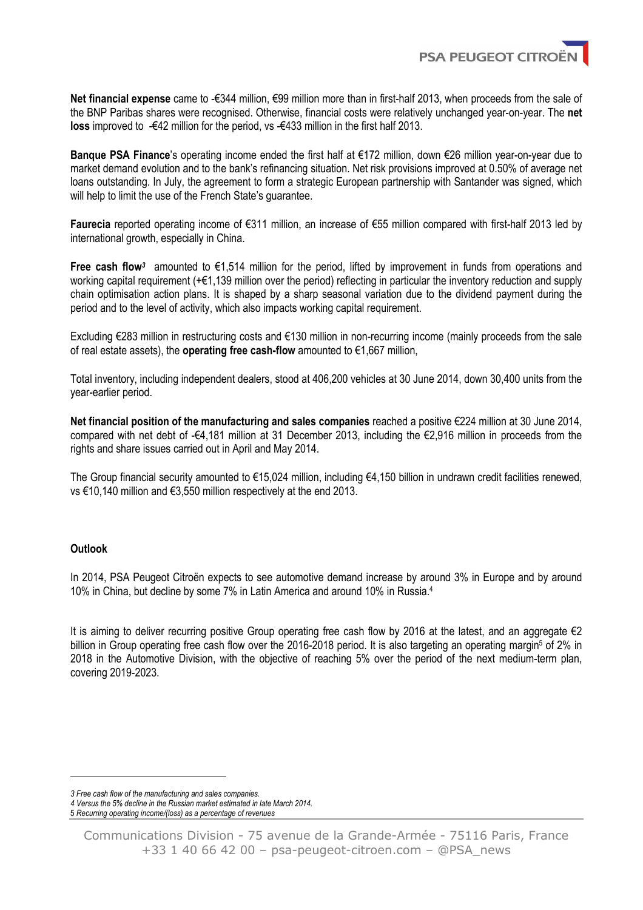**Net financial expense** came to -€344 million, €99 million more than in first-half 2013, when proceeds from the sale of the BNP Paribas shares were recognised. Otherwise, financial costs were relatively unchanged year-on-year. The **net loss** improved to -€42 million for the period, vs -€433 million in the first half 2013.

**Banque PSA Finance**'s operating income ended the first half at €172 million, down €26 million year-on-year due to market demand evolution and to the bank's refinancing situation. Net risk provisions improved at 0.50% of average net loans outstanding. In July, the agreement to form a strategic European partnership with Santander was signed, which will help to limit the use of the French State's guarantee.

**Faurecia** reported operating income of €311 million, an increase of €55 million compared with first-half 2013 led by international growth, especially in China.

**Free cash flow**[3] amounted to €1,514 million for the period, lifted by improvement in funds from operations and working capital requirement (+€1,139 million over the period) reflecting in particular the inventory reduction and supply chain optimisation action plans. It is shaped by a sharp seasonal variation due to the dividend payment during the period and to the level of activity, which also impacts working capital requirement.

Excluding €283 million in restructuring costs and €130 million in non-recurring income (mainly proceeds from the sale of real estate assets), the **operating free cash-flow** amounted to €1,667 million,

Total inventory, including independent dealers, stood at 406,200 vehicles at 30 June 2014, down 30,400 units from the year-earlier period.

**Net financial position of the manufacturing and sales companies** reached a positive €224 million at 30 June 2014, compared with net debt of -€4,181 million at 31 December 2013, including the €2,916 million in proceeds from the rights and share issues carried out in April and May 2014.

The Group financial security amounted to €15,024 million, including €4,150 billion in undrawn credit facilities renewed, vs €10,140 million and €3,550 million respectively at the end 2013.

**Outlook**

In 2014, PSA Peugeot Citroën expects to see automotive demand increase by around 3% in Europe and by around 10% in China, but decline by some 7% in Latin America and around 10% in Russia.[4]

It is aiming to deliver recurring positive Group operating free cash flow by 2016 at the latest, and an aggregate €2 billion in Group operating free cash flow over the 2016-2018 period. It is also targeting an operating margin[5] of 2% in 2018 in the Automotive Division, with the objective of reaching 5% over the period of the next medium-term plan, covering 2019-2023.

*3 Free cash flow of the manufacturing and sales companies.*

*4 Versus the 5% decline in the Russian market estimated in late March 2014.*

*5 Recurring operating income/(loss) as a percentage of revenues*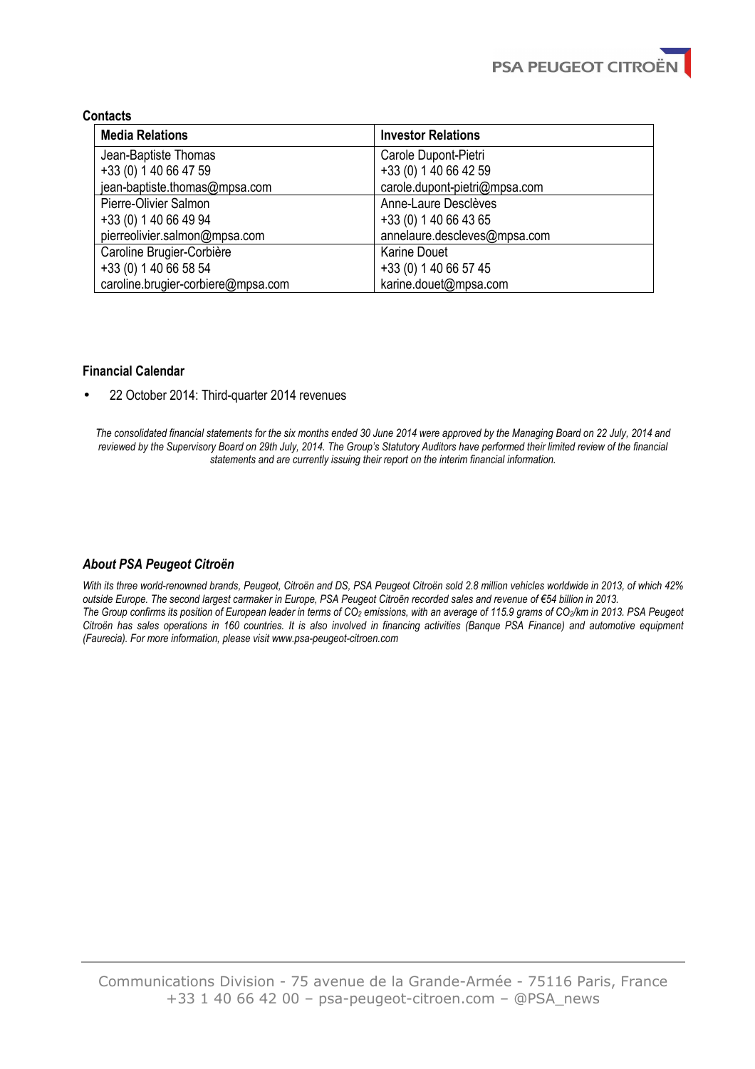**Contacts**

| Media Relations | Investor Relations |
| --- | --- |
| Jean-Baptiste Thomas<br>+33 (0) 1 40 66 47 59<br>jean-baptiste.thomas@mpsa.com | Carole Dupont-Pietri<br>+33 (0) 1 40 66 42 59<br>carole.dupont-pietri@mpsa.com |
| Pierre-Olivier Salmon<br>+33 (0) 1 40 66 49 94<br>pierreolivier.salmon@mpsa.com | Anne-Laure Desclèves<br>+33 (0) 1 40 66 43 65<br>annelaure.descleves@mpsa.com |
| Caroline Brugier-Corbière<br>+33 (0) 1 40 66 58 54<br>caroline.brugier-corbiere@mpsa.com | Karine Douet<br>+33 (0) 1 40 66 57 45<br>karine.douet@mpsa.com |

**Financial Calendar**

- 22 October 2014: Third-quarter 2014 revenues

*The consolidated financial statements for the six months ended 30 June 2014 were approved by the Managing Board on 22 July, 2014 and reviewed by the Supervisory Board on 29th July, 2014. The Group's Statutory Auditors have performed their limited review of the financial statements and are currently issuing their report on the interim financial information.*

### *About PSA Peugeot Citroën*

*With its three world-renowned brands, Peugeot, Citroën and DS, PSA Peugeot Citroën sold 2.8 million vehicles worldwide in 2013, of which 42% outside Europe. The second largest carmaker in Europe, PSA Peugeot Citroën recorded sales and revenue of €54 billion in 2013. The Group confirms its position of European leader in terms of $CO_2$ emissions, with an average of 115.9 grams of $CO_2$/km in 2013. PSA Peugeot Citroën has sales operations in 160 countries. It is also involved in financing activities (Banque PSA Finance) and automotive equipment (Faurecia). For more information, please visit www.psa-peugeot-citroen.com*

Communications Division - 75 avenue de la Grande-Armée - 75116 Paris, France
+33 1 40 66 42 00 – psa-peugeot-citroen.com – @PSA_news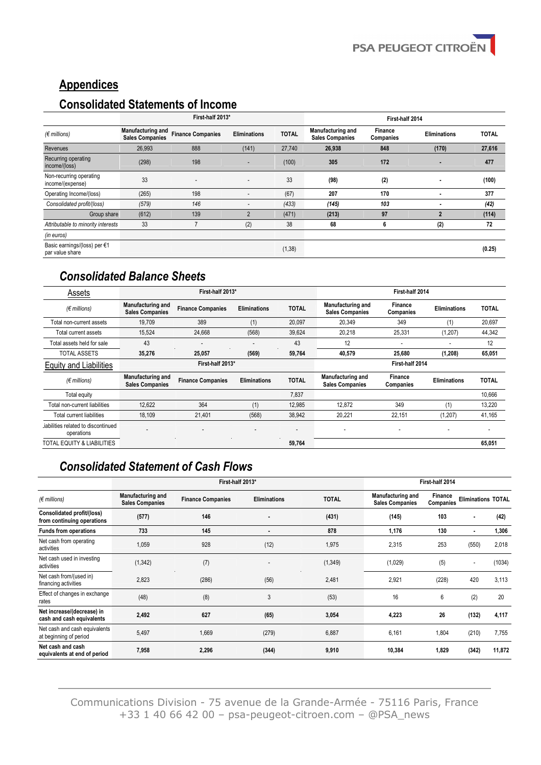# Appendices

## Consolidated Statements of Income

| (€ millions) | First-half 2013* | | | | First-half 2014 | | | |
|---|---|---|---|---|---|---|---|---|
| | Manufacturing and Sales Companies | Finance Companies | Eliminations | TOTAL | Manufacturing and Sales Companies | Finance Companies | Eliminations | TOTAL |
| Revenues | 26,993 | 888 | (141) | 27,740 | **26,938** | **848** | **(170)** | **27,616** |
| Recurring operating income/(loss) | (298) | 198 | - | (100) | **305** | **172** | **-** | **477** |
| Non-recurring operating income/(expense) | 33 | - | - | 33 | **(98)** | **(2)** | **-** | **(100)** |
| Operating Income/(loss) | (265) | 198 | - | (67) | **207** | **170** | **-** | **377** |
| *Consolidated profit/(loss)* | *(579)* | *146* | *-* | *(433)* | ***(145)*** | ***103*** | ***-*** | ***(42)*** |
| Group share | (612) | 139 | 2 | (471) | **(213)** | **97** | **2** | **(114)** |
| *Attributable to minority interests* | 33 | 7 | (2) | 38 | **68** | **6** | **(2)** | **72** |
| *(in euros)* | | | | | | | | |
| Basic earnings/(loss) per €1 par value share | | | | (1,38) | | | | **(0.25)** |

## *Consolidated Balance Sheets*

| Assets | First-half 2013* | | | | First-half 2014 | | | |
|---|---|---|---|---|---|---|---|---|
| *(€ millions)* | Manufacturing and Sales Companies | Finance Companies | Eliminations | TOTAL | Manufacturing and Sales Companies | Finance Companies | Eliminations | TOTAL |
| Total non-current assets | 19,709 | 389 | (1) | 20,097 | 20,349 | 349 | (1) | 20,697 |
| Total current assets | 15,524 | 24,668 | (568) | 39,624 | 20,218 | 25,331 | (1,207) | 44,342 |
| Total assets held for sale | 43 | - | - | 43 | 12 | - | - | 12 |
| TOTAL ASSETS | **35,276** | **25,057** | **(569)** | **59,764** | **40,579** | **25,680** | **(1,208)** | **65,051** |
| **Equity and Liabilities** | **First-half 2013*** | | | | **First-half 2014** | | | |
| *(€ millions)* | Manufacturing and Sales Companies | Finance Companies | Eliminations | TOTAL | Manufacturing and Sales Companies | Finance Companies | Eliminations | TOTAL |
| Total equity | | | | 7,837 | | | | 10,666 |
| Total non-current liabilities | 12,622 | 364 | (1) | 12,985 | 12,872 | 349 | (1) | 13,220 |
| Total current liabilities | 18,109 | 21,401 | (568) | 38,942 | 20,221 | 22,151 | (1,207) | 41,165 |
| Liabilities related to discontinued operations | - | - | - | - | - | - | - | - |
| TOTAL EQUITY & LIABILITIES | | | | **59,764** | | | | **65,051** |

## *Consolidated Statement of Cash Flows*

| (€ millions) | First-half 2013* | | | | First-half 2014 | | | |
|---|---|---|---|---|---|---|---|---|
| | Manufacturing and Sales Companies | Finance Companies | Eliminations | TOTAL | Manufacturing and Sales Companies | Finance Companies | Eliminations | TOTAL |
| **Consolidated profit/(loss) from continuing operations** | **(577)** | **146** | **-** | **(431)** | **(145)** | **103** | **-** | **(42)** |
| **Funds from operations** | **733** | **145** | **-** | **878** | **1,176** | **130** | **-** | **1,306** |
| Net cash from operating activities | 1,059 | 928 | (12) | 1,975 | 2,315 | 253 | (550) | 2,018 |
| Net cash used in investing activities | (1,342) | (7) | - | (1,349) | (1,029) | (5) | - | (1034) |
| Net cash from/(used in) financing activities | 2,823 | (286) | (56) | 2,481 | 2,921 | (228) | 420 | 3,113 |
| Effect of changes in exchange rates | (48) | (8) | 3 | (53) | 16 | 6 | (2) | 20 |
| **Net increase/(decrease) in cash and cash equivalents** | **2,492** | **627** | **(65)** | **3,054** | **4,223** | **26** | **(132)** | **4,117** |
| Net cash and cash equivalents at beginning of period | 5,497 | 1,669 | (279) | 6,887 | 6,161 | 1,804 | (210) | 7,755 |
| **Net cash and cash equivalents at end of period** | **7,958** | **2,296** | **(344)** | **9,910** | **10,384** | **1,829** | **(342)** | **11,872** |

Communications Division - 75 avenue de la Grande-Armée - 75116 Paris, France
+33 1 40 66 42 00 – psa-peugeot-citroen.com – @PSA_news